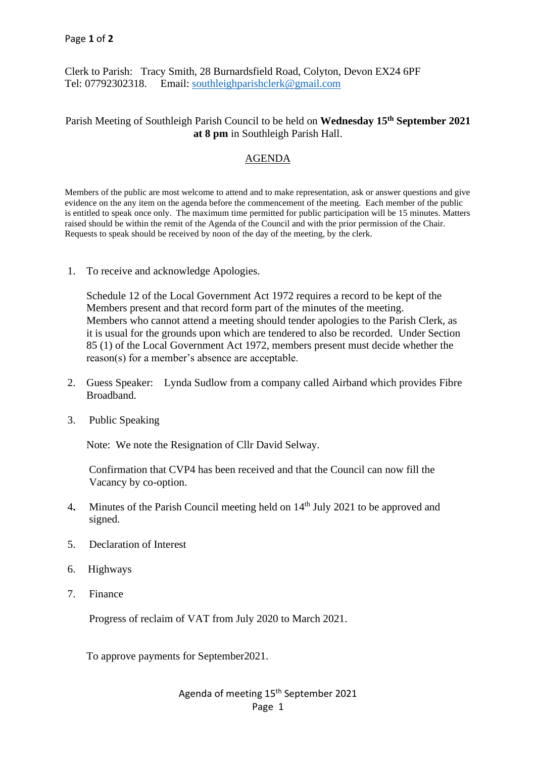Clerk to Parish: Tracy Smith, 28 Burnardsfield Road, Colyton, Devon EX24 6PF
Tel: 07792302318. Email: southleighparishclerk@gmail.com

Parish Meeting of Southleigh Parish Council to be held on **Wednesday 15th September 2021 at 8 pm** in Southleigh Parish Hall.

## AGENDA

Members of the public are most welcome to attend and to make representation, ask or answer questions and give evidence on the any item on the agenda before the commencement of the meeting. Each member of the public is entitled to speak once only. The maximum time permitted for public participation will be 15 minutes. Matters raised should be within the remit of the Agenda of the Council and with the prior permission of the Chair. Requests to speak should be received by noon of the day of the meeting, by the clerk.

1. To receive and acknowledge Apologies.

   Schedule 12 of the Local Government Act 1972 requires a record to be kept of the Members present and that record form part of the minutes of the meeting.
   Members who cannot attend a meeting should tender apologies to the Parish Clerk, as it is usual for the grounds upon which are tendered to also be recorded. Under Section 85 (1) of the Local Government Act 1972, members present must decide whether the reason(s) for a member's absence are acceptable.

2. Guess Speaker: Lynda Sudlow from a company called Airband which provides Fibre Broadband.

3. Public Speaking

   Note: We note the Resignation of Cllr David Selway.

   Confirmation that CVP4 has been received and that the Council can now fill the Vacancy by co-option.

4. Minutes of the Parish Council meeting held on 14th July 2021 to be approved and signed.

5. Declaration of Interest

6. Highways

7. Finance

   Progress of reclaim of VAT from July 2020 to March 2021.

   To approve payments for September2021.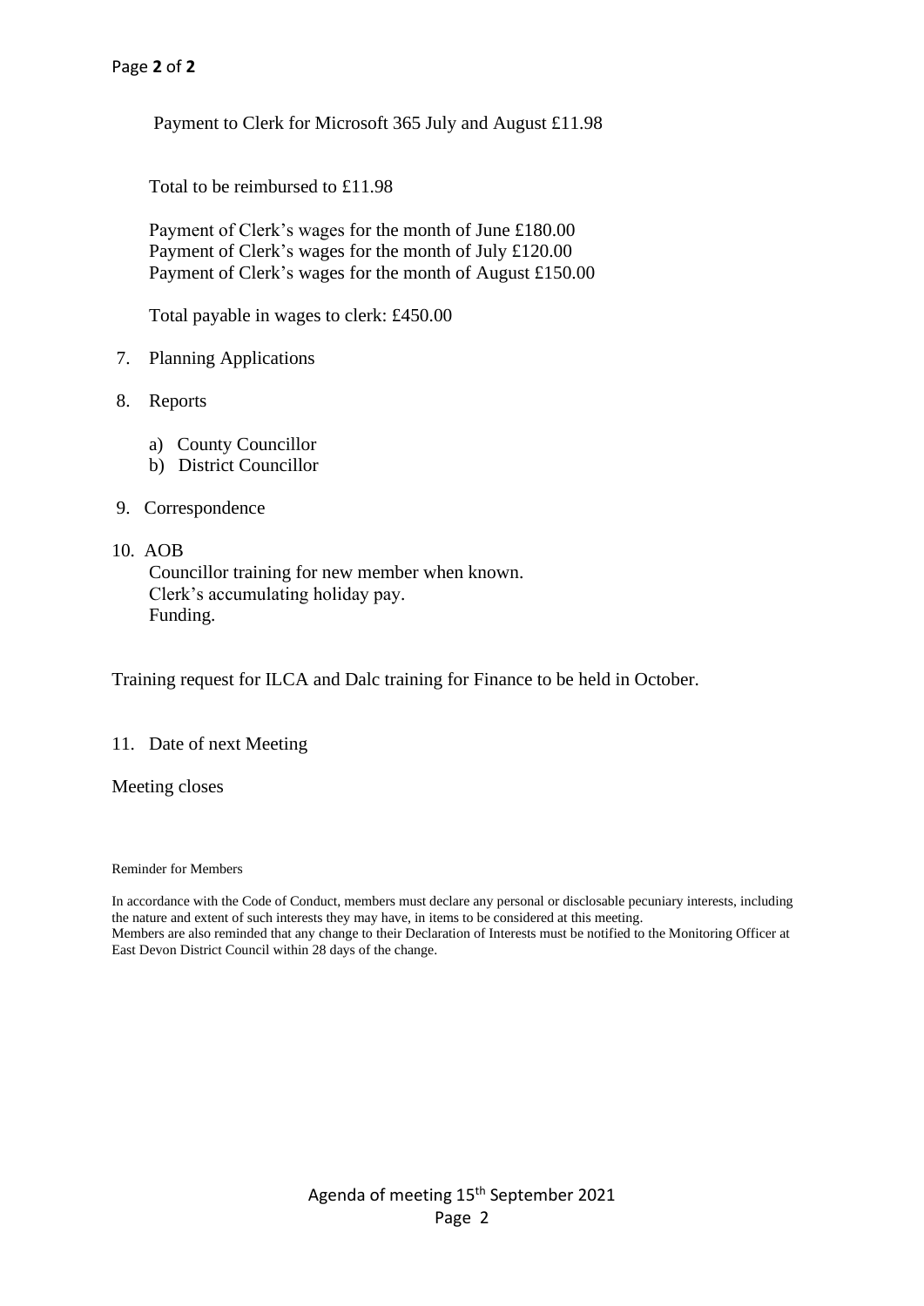Payment to Clerk for Microsoft 365 July and August £11.98

Total to be reimbursed to £11.98

Payment of Clerk's wages for the month of June £180.00
Payment of Clerk's wages for the month of July £120.00
Payment of Clerk's wages for the month of August £150.00

Total payable in wages to clerk: £450.00

7. Planning Applications

8. Reports

   a) County Councillor
   b) District Councillor

9. Correspondence

10. AOB
    Councillor training for new member when known.
    Clerk's accumulating holiday pay.
    Funding.

Training request for ILCA and Dalc training for Finance to be held in October.

11. Date of next Meeting

Meeting closes

Reminder for Members

In accordance with the Code of Conduct, members must declare any personal or disclosable pecuniary interests, including the nature and extent of such interests they may have, in items to be considered at this meeting.
Members are also reminded that any change to their Declaration of Interests must be notified to the Monitoring Officer at East Devon District Council within 28 days of the change.